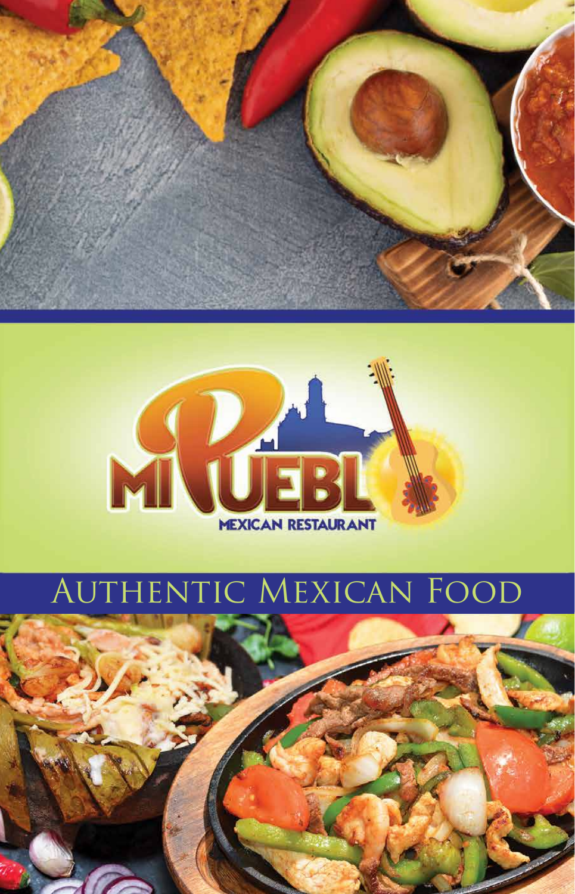# MI PUEBLO

MEXICAN RESTAURANT

## Authentic Mexican Food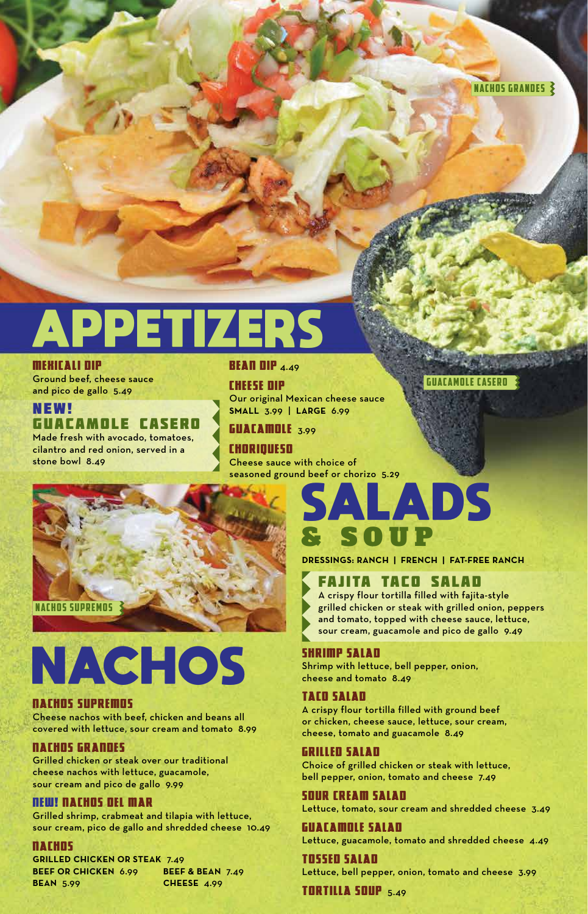# APPETIZERS

**MEXICALI DIP**
Ground beef, cheese sauce and pico de gallo 5.49

**NEW! GUACAMOLE CASERO**
Made fresh with avocado, tomatoes, cilantro and red onion, served in a stone bowl 8.49

**BEAN DIP** 4.49

**CHEESE DIP**
Our original Mexican cheese sauce
**SMALL** 3.99 | **LARGE** 6.99

**GUACAMOLE** 3.99

**CHORIQUESO**
Cheese sauce with choice of seasoned ground beef or chorizo 5.29

NACHOS GRANDES

GUACAMOLE CASERO

NACHOS SUPREMOS

# NACHOS

**NACHOS SUPREMOS**
Cheese nachos with beef, chicken and beans all covered with lettuce, sour cream and tomato 8.99

**NACHOS GRANDES**
Grilled chicken or steak over our traditional cheese nachos with lettuce, guacamole, sour cream and pico de gallo 9.99

**NEW! NACHOS DEL MAR**
Grilled shrimp, crabmeat and tilapia with lettuce, sour cream, pico de gallo and shredded cheese 10.49

**NACHOS**
**GRILLED CHICKEN OR STEAK** 7.49
**BEEF OR CHICKEN** 6.99
**BEEF & BEAN** 7.49
**BEAN** 5.99
**CHEESE** 4.99

# SALADS & SOUP

**DRESSINGS: RANCH | FRENCH | FAT-FREE RANCH**

**FAJITA TACO SALAD**
A crispy flour tortilla filled with fajita-style grilled chicken or steak with grilled onion, peppers and tomato, topped with cheese sauce, lettuce, sour cream, guacamole and pico de gallo 9.49

**SHRIMP SALAD**
Shrimp with lettuce, bell pepper, onion, cheese and tomato 8.49

**TACO SALAD**
A crispy flour tortilla filled with ground beef or chicken, cheese sauce, lettuce, sour cream, cheese, tomato and guacamole 8.49

**GRILLED SALAD**
Choice of grilled chicken or steak with lettuce, bell pepper, onion, tomato and cheese 7.49

**SOUR CREAM SALAD**
Lettuce, tomato, sour cream and shredded cheese 3.49

**GUACAMOLE SALAD**
Lettuce, guacamole, tomato and shredded cheese 4.49

**TOSSED SALAD**
Lettuce, bell pepper, onion, tomato and cheese 3.99

**TORTILLA SOUP** 5.49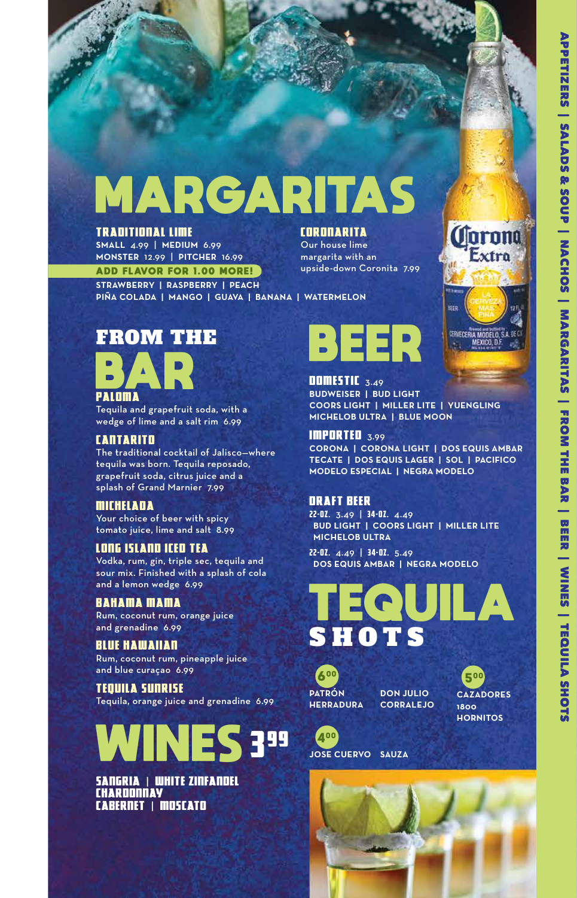# MARGARITAS

### TRADITIONAL LIME

SMALL 4.99 | MEDIUM 6.99
MONSTER 12.99 | PITCHER 16.99

**ADD FLAVOR FOR 1.00 MORE!**

STRAWBERRY | RASPBERRY | PEACH
PIÑA COLADA | MANGO | GUAVA | BANANA | WATERMELON

### CORONARITA

Our house lime margarita with an upside-down Coronita 7.99

# FROM THE BAR

### PALOMA

Tequila and grapefruit soda, with a wedge of lime and a salt rim 6.99

### CANTARITO

The traditional cocktail of Jalisco—where tequila was born. Tequila reposado, grapefruit soda, citrus juice and a splash of Grand Marnier 7.99

### MICHELADA

Your choice of beer with spicy tomato juice, lime and salt 8.99

### LONG ISLAND ICED TEA

Vodka, rum, gin, triple sec, tequila and sour mix. Finished with a splash of cola and a lemon wedge 6.99

### BAHAMA MAMA

Rum, coconut rum, orange juice and grenadine 6.99

### BLUE HAWAIIAN

Rum, coconut rum, pineapple juice and blue curaçao 6.99

### TEQUILA SUNRISE

Tequila, orange juice and grenadine 6.99

# WINES 3.99

SANGRIA | WHITE ZINFANDEL
CHARDONNAY
CABERNET | MOSCATO

# BEER

### DOMESTIC 3.49

BUDWEISER | BUD LIGHT
COORS LIGHT | MILLER LITE | YUENGLING
MICHELOB ULTRA | BLUE MOON

### IMPORTED 3.99

CORONA | CORONA LIGHT | DOS EQUIS AMBAR
TECATE | DOS EQUIS LAGER | SOL | PACIFICO
MODELO ESPECIAL | NEGRA MODELO

### DRAFT BEER

22-OZ. 3.49 | 34-OZ. 4.49
BUD LIGHT | COORS LIGHT | MILLER LITE
MICHELOB ULTRA

22-OZ. 4.49 | 34-OZ. 5.49
DOS EQUIS AMBAR | NEGRA MODELO

# TEQUILA SHOTS

**6.00**
PATRÓN
HERRADURA
DON JULIO
CORRALEJO

**5.00**
CAZADORES
1800
HORNITOS

**4.00**
JOSE CUERVO
SAUZA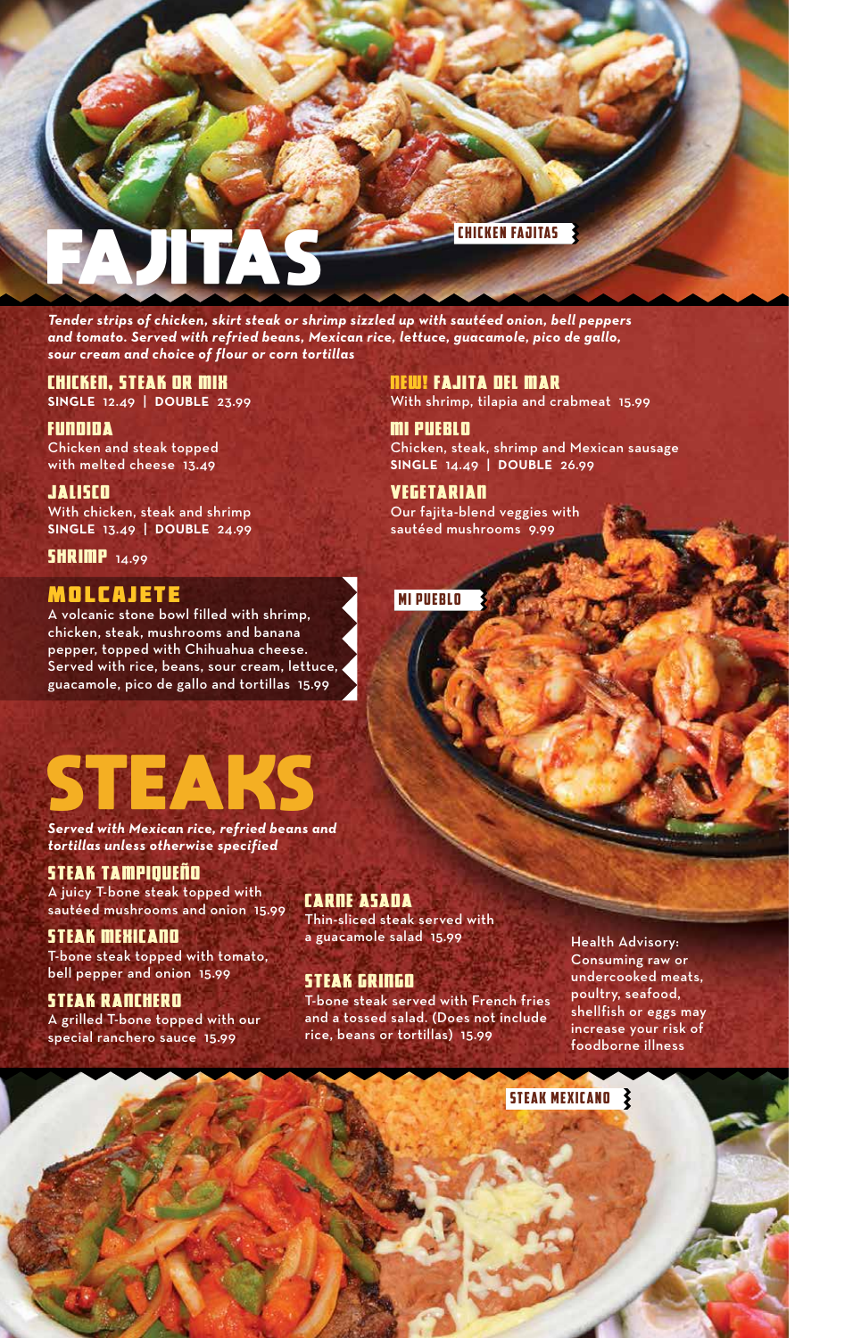# FAJITAS

CHICKEN FAJITAS

*Tender strips of chicken, skirt steak or shrimp sizzled up with sautéed onion, bell peppers and tomato. Served with refried beans, Mexican rice, lettuce, guacamole, pico de gallo, sour cream and choice of flour or corn tortillas*

### CHICKEN, STEAK OR MIX
**SINGLE** 12.49 | **DOUBLE** 23.99

### FUNDIDA
Chicken and steak topped with melted cheese 13.49

### JALISCO
With chicken, steak and shrimp
**SINGLE** 13.49 | **DOUBLE** 24.99

### SHRIMP 14.99

### NEW! FAJITA DEL MAR
With shrimp, tilapia and crabmeat 15.99

### MI PUEBLO
Chicken, steak, shrimp and Mexican sausage
**SINGLE** 14.49 | **DOUBLE** 26.99

### VEGETARIAN
Our fajita-blend veggies with sautéed mushrooms 9.99

## MOLCAJETE
A volcanic stone bowl filled with shrimp, chicken, steak, mushrooms and banana pepper, topped with Chihuahua cheese. Served with rice, beans, sour cream, lettuce, guacamole, pico de gallo and tortillas 15.99

MI PUEBLO

# STEAKS

*Served with Mexican rice, refried beans and tortillas unless otherwise specified*

### STEAK TAMPIQUEÑO
A juicy T-bone steak topped with sautéed mushrooms and onion 15.99

### STEAK MEXICANO
T-bone steak topped with tomato, bell pepper and onion 15.99

### STEAK RANCHERO
A grilled T-bone topped with our special ranchero sauce 15.99

### CARNE ASADA
Thin-sliced steak served with a guacamole salad 15.99

### STEAK GRINGO
T-bone steak served with French fries and a tossed salad. (Does not include rice, beans or tortillas) 15.99

Health Advisory: Consuming raw or undercooked meats, poultry, seafood, shellfish or eggs may increase your risk of foodborne illness

STEAK MEXICANO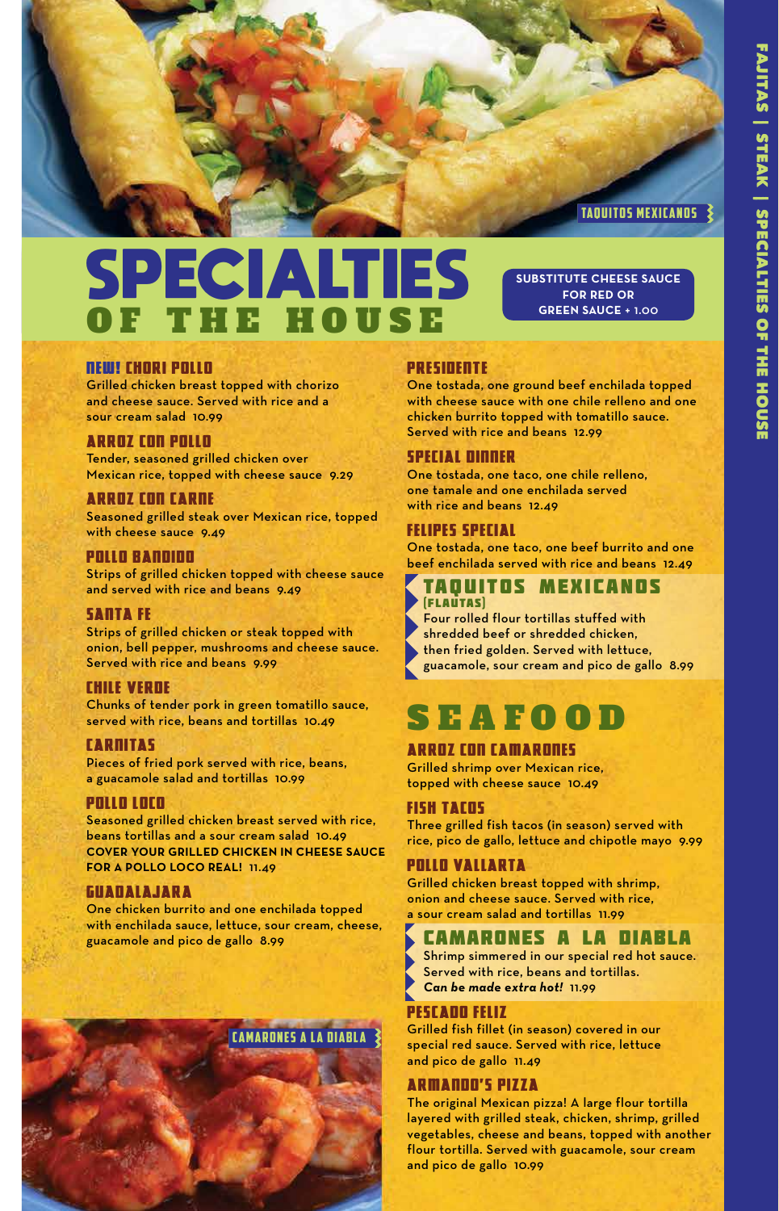# SPECIALTIES OF THE HOUSE

**SUBSTITUTE CHEESE SAUCE FOR RED OR GREEN SAUCE + 1.00**

### NEW! CHORI POLLO
Grilled chicken breast topped with chorizo and cheese sauce. Served with rice and a sour cream salad 10.99

### ARROZ CON POLLO
Tender, seasoned grilled chicken over Mexican rice, topped with cheese sauce 9.29

### ARROZ CON CARNE
Seasoned grilled steak over Mexican rice, topped with cheese sauce 9.49

### POLLO BANDIDO
Strips of grilled chicken topped with cheese sauce and served with rice and beans 9.49

### SANTA FE
Strips of grilled chicken or steak topped with onion, bell pepper, mushrooms and cheese sauce. Served with rice and beans 9.99

### CHILE VERDE
Chunks of tender pork in green tomatillo sauce, served with rice, beans and tortillas 10.49

### CARNITAS
Pieces of fried pork served with rice, beans, a guacamole salad and tortillas 10.99

### POLLO LOCO
Seasoned grilled chicken breast served with rice, beans tortillas and a sour cream salad 10.49
**COVER YOUR GRILLED CHICKEN IN CHEESE SAUCE FOR A POLLO LOCO REAL! 11.49**

### GUADALAJARA
One chicken burrito and one enchilada topped with enchilada sauce, lettuce, sour cream, cheese, guacamole and pico de gallo 8.99

### PRESIDENTE
One tostada, one ground beef enchilada topped with cheese sauce with one chile relleno and one chicken burrito topped with tomatillo sauce. Served with rice and beans 12.99

### SPECIAL DINNER
One tostada, one taco, one chile relleno, one tamale and one enchilada served with rice and beans 12.49

### FELIPES SPECIAL
One tostada, one taco, one beef burrito and one beef enchilada served with rice and beans 12.49

### TAQUITOS MEXICANOS (FLAUTAS)
Four rolled flour tortillas stuffed with shredded beef or shredded chicken, then fried golden. Served with lettuce, guacamole, sour cream and pico de gallo 8.99

# SEAFOOD

### ARROZ CON CAMARONES
Grilled shrimp over Mexican rice, topped with cheese sauce 10.49

### FISH TACOS
Three grilled fish tacos (in season) served with rice, pico de gallo, lettuce and chipotle mayo 9.99

### POLLO VALLARTA
Grilled chicken breast topped with shrimp, onion and cheese sauce. Served with rice, a sour cream salad and tortillas 11.99

### CAMARONES A LA DIABLA
Shrimp simmered in our special red hot sauce. Served with rice, beans and tortillas. ***Can be made extra hot!*** 11.99

### PESCADO FELIZ
Grilled fish fillet (in season) covered in our special red sauce. Served with rice, lettuce and pico de gallo 11.49

### ARMANDO'S PIZZA
The original Mexican pizza! A large flour tortilla layered with grilled steak, chicken, shrimp, grilled vegetables, cheese and beans, topped with another flour tortilla. Served with guacamole, sour cream and pico de gallo 10.99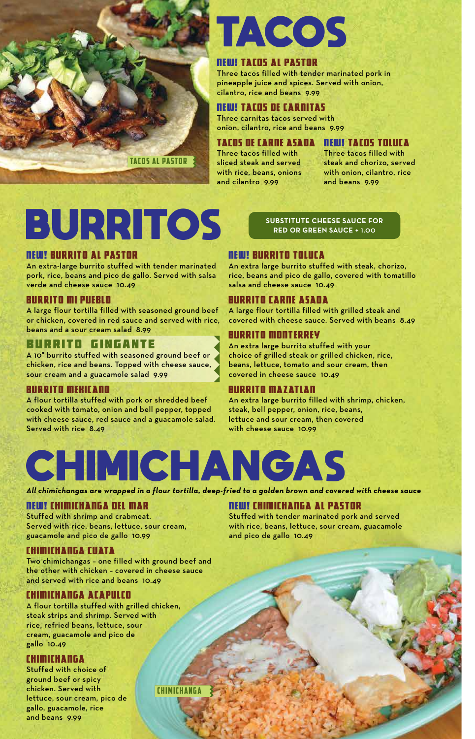# TACOS

### NEW! TACOS AL PASTOR
Three tacos filled with tender marinated pork in pineapple juice and spices. Served with onion, cilantro, rice and beans 9.99

### NEW! TACOS DE CARNITAS
Three carnitas tacos served with onion, cilantro, rice and beans 9.99

### TACOS DE CARNE ASADA
Three tacos filled with sliced steak and served with rice, beans, onions and cilantro 9.99

### NEW! TACOS TOLUCA
Three tacos filled with steak and chorizo, served with onion, cilantro, rice and beans 9.99

TACOS AL PASTOR

# BURRITOS

**SUBSTITUTE CHEESE SAUCE FOR RED OR GREEN SAUCE + 1.00**

### NEW! BURRITO AL PASTOR
An extra-large burrito stuffed with tender marinated pork, rice, beans and pico de gallo. Served with salsa verde and cheese sauce 10.49

### BURRITO MI PUEBLO
A large flour tortilla filled with seasoned ground beef or chicken, covered in red sauce and served with rice, beans and a sour cream salad 8.99

### BURRITO GINGANTE
A 10" burrito stuffed with seasoned ground beef or chicken, rice and beans. Topped with cheese sauce, sour cream and a guacamole salad 9.99

### BURRITO MEXICANO
A flour tortilla stuffed with pork or shredded beef cooked with tomato, onion and bell pepper, topped with cheese sauce, red sauce and a guacamole salad. Served with rice 8.49

### NEW! BURRITO TOLUCA
An extra large burrito stuffed with steak, chorizo, rice, beans and pico de gallo, covered with tomatillo salsa and cheese sauce 10.49

### BURRITO CARNE ASADA
A large flour tortilla filled with grilled steak and covered with cheese sauce. Served with beans 8.49

### BURRITO MONTERREY
An extra large burrito stuffed with your choice of grilled steak or grilled chicken, rice, beans, lettuce, tomato and sour cream, then covered in cheese sauce 10.49

### BURRITO MAZATLAN
An extra large burrito filled with shrimp, chicken, steak, bell pepper, onion, rice, beans, lettuce and sour cream, then covered with cheese sauce 10.99

# CHIMICHANGAS

***All chimichangas are wrapped in a flour tortilla, deep-fried to a golden brown and covered with cheese sauce***

### NEW! CHIMICHANGA DEL MAR
Stuffed with shrimp and crabmeat. Served with rice, beans, lettuce, sour cream, guacamole and pico de gallo 10.99

### CHIMICHANGA CUATA
Two chimichangas – one filled with ground beef and the other with chicken – covered in cheese sauce and served with rice and beans 10.49

### CHIMICHANGA ACAPULCO
A flour tortilla stuffed with grilled chicken, steak strips and shrimp. Served with rice, refried beans, lettuce, sour cream, guacamole and pico de gallo 10.49

### CHIMICHANGA
Stuffed with choice of ground beef or spicy chicken. Served with lettuce, sour cream, pico de gallo, guacamole, rice and beans 9.99

### NEW! CHIMICHANGA AL PASTOR
Stuffed with tender marinated pork and served with rice, beans, lettuce, sour cream, guacamole and pico de gallo 10.49

CHIMICHANGA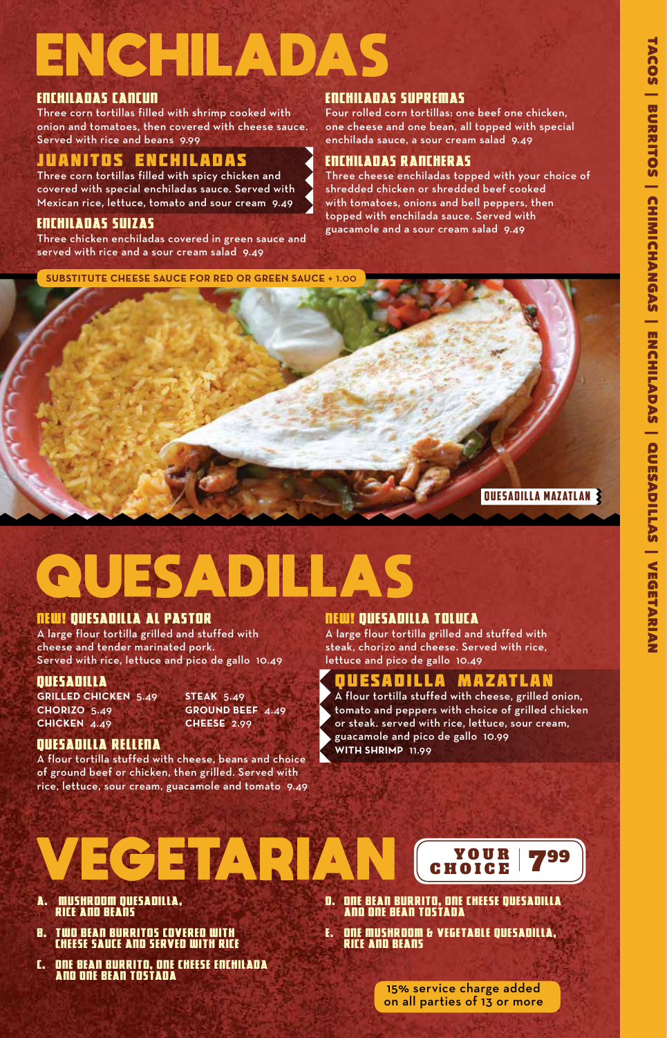# ENCHILADAS

### ENCHILADAS CANCUN
Three corn tortillas filled with shrimp cooked with onion and tomatoes, then covered with cheese sauce. Served with rice and beans 9.99

### JUANITOS ENCHILADAS
Three corn tortillas filled with spicy chicken and covered with special enchiladas sauce. Served with Mexican rice, lettuce, tomato and sour cream 9.49

### ENCHILADAS SUIZAS
Three chicken enchiladas covered in green sauce and served with rice and a sour cream salad 9.49

### ENCHILADAS SUPREMAS
Four rolled corn tortillas: one beef one chicken, one cheese and one bean, all topped with special enchilada sauce, a sour cream salad 9.49

### ENCHILADAS RANCHERAS
Three cheese enchiladas topped with your choice of shredded chicken or shredded beef cooked with tomatoes, onions and bell peppers, then topped with enchilada sauce. Served with guacamole and a sour cream salad 9.49

**SUBSTITUTE CHEESE SAUCE FOR RED OR GREEN SAUCE + 1.00**

QUESADILLA MAZATLAN

# QUESADILLAS

### NEW! QUESADILLA AL PASTOR
A large flour tortilla grilled and stuffed with cheese and tender marinated pork. Served with rice, lettuce and pico de gallo 10.49

### QUESADILLA
**GRILLED CHICKEN** 5.49
**CHORIZO** 5.49
**CHICKEN** 4.49
**STEAK** 5.49
**GROUND BEEF** 4.49
**CHEESE** 2.99

### QUESADILLA RELLENA
A flour tortilla stuffed with cheese, beans and choice of ground beef or chicken, then grilled. Served with rice, lettuce, sour cream, guacamole and tomato 9.49

### NEW! QUESADILLA TOLUCA
A large flour tortilla grilled and stuffed with steak, chorizo and cheese. Served with rice, lettuce and pico de gallo 10.49

### QUESADILLA MAZATLAN
A flour tortilla stuffed with cheese, grilled onion, tomato and peppers with choice of grilled chicken or steak. served with rice, lettuce, sour cream, guacamole and pico de gallo 10.99
**WITH SHRIMP** 11.99

# VEGETARIAN

**YOUR CHOICE 7.99**

A. MUSHROOM QUESADILLA, RICE AND BEANS

B. TWO BEAN BURRITOS COVERED WITH CHEESE SAUCE AND SERVED WITH RICE

C. ONE BEAN BURRITO, ONE CHEESE ENCHILADA AND ONE BEAN TOSTADA

D. ONE BEAN BURRITO, ONE CHEESE QUESADILLA AND ONE BEAN TOSTADA

E. ONE MUSHROOM & VEGETABLE QUESADILLA, RICE AND BEANS

15% service charge added on all parties of 13 or more

TACOS | BURRITOS | CHIMICHANGAS | ENCHILADAS | QUESADILLAS | VEGETARIAN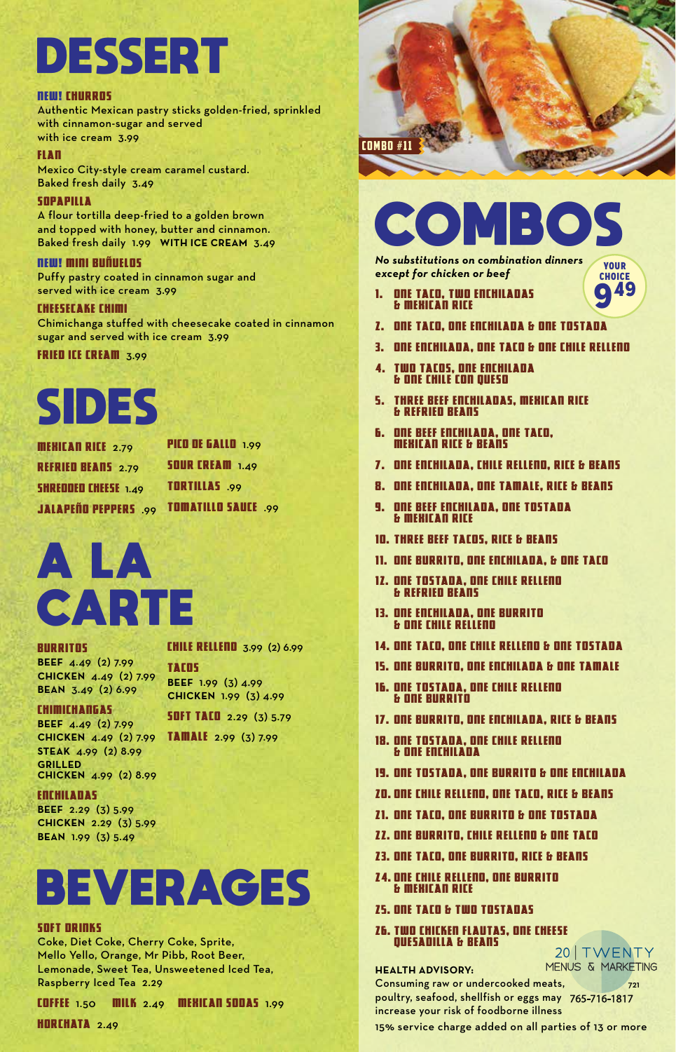# DESSERT

### NEW! CHURROS

Authentic Mexican pastry sticks golden-fried, sprinkled with cinnamon-sugar and served with ice cream 3.99

### FLAN

Mexico City-style cream caramel custard. Baked fresh daily 3.49

### SOPAPILLA

A flour tortilla deep-fried to a golden brown and topped with honey, butter and cinnamon. Baked fresh daily 1.99 **WITH ICE CREAM** 3.49

### NEW! MINI BUÑUELOS

Puffy pastry coated in cinnamon sugar and served with ice cream 3.99

### CHEESECAKE CHIMI

Chimichanga stuffed with cheesecake coated in cinnamon sugar and served with ice cream 3.99

### FRIED ICE CREAM 3.99

# SIDES

MEXICAN RICE 2.79
REFRIED BEANS 2.79
SHREDDED CHEESE 1.49
JALAPEÑO PEPPERS .99
PICO DE GALLO 1.99
SOUR CREAM 1.49
TORTILLAS .99
TOMATILLO SAUCE .99

# A LA CARTE

### BURRITOS

**BEEF** 4.49 (2) 7.99
**CHICKEN** 4.49 (2) 7.99
**BEAN** 3.49 (2) 6.99

### CHIMICHANGAS

**BEEF** 4.49 (2) 7.99
**CHICKEN** 4.49 (2) 7.99
**STEAK** 4.99 (2) 8.99
**GRILLED CHICKEN** 4.99 (2) 8.99

### ENCHILADAS

**BEEF** 2.29 (3) 5.99
**CHICKEN** 2.29 (3) 5.99
**BEAN** 1.99 (3) 5.49

### CHILE RELLENO 3.99 (2) 6.99

### TACOS

**BEEF** 1.99 (3) 4.99
**CHICKEN** 1.99 (3) 4.99

### SOFT TACO 2.29 (3) 5.79

### TAMALE 2.99 (3) 7.99

# BEVERAGES

### SOFT DRINKS

Coke, Diet Coke, Cherry Coke, Sprite, Mello Yello, Orange, Mr Pibb, Root Beer, Lemonade, Sweet Tea, Unsweetened Iced Tea, Raspberry Iced Tea 2.29

COFFEE 1.50 MILK 2.49 MEXICAN SODAS 1.99

HORCHATA 2.49

COMBO #11

# COMBOS

***No substitutions on combination dinners except for chicken or beef***

YOUR CHOICE 9.49

1. ONE TACO, TWO ENCHILADAS & MEXICAN RICE
2. ONE TACO, ONE ENCHILADA & ONE TOSTADA
3. ONE ENCHILADA, ONE TACO & ONE CHILE RELLENO
4. TWO TACOS, ONE ENCHILADA & ONE CHILE CON QUESO
5. THREE BEEF ENCHILADAS, MEXICAN RICE & REFRIED BEANS
6. ONE BEEF ENCHILADA, ONE TACO, MEXICAN RICE & BEANS
7. ONE ENCHILADA, CHILE RELLENO, RICE & BEANS
8. ONE ENCHILADA, ONE TAMALE, RICE & BEANS
9. ONE BEEF ENCHILADA, ONE TOSTADA & MEXICAN RICE
10. THREE BEEF TACOS, RICE & BEANS
11. ONE BURRITO, ONE ENCHILADA, & ONE TACO
12. ONE TOSTADA, ONE CHILE RELLENO & REFRIED BEANS
13. ONE ENCHILADA, ONE BURRITO & ONE CHILE RELLENO
14. ONE TACO, ONE CHILE RELLENO & ONE TOSTADA
15. ONE BURRITO, ONE ENCHILADA & ONE TAMALE
16. ONE TOSTADA, ONE CHILE RELLENO & ONE BURRITO
17. ONE BURRITO, ONE ENCHILADA, RICE & BEANS
18. ONE TOSTADA, ONE CHILE RELLENO & ONE ENCHILADA
19. ONE TOSTADA, ONE BURRITO & ONE ENCHILADA
20. ONE CHILE RELLENO, ONE TACO, RICE & BEANS
21. ONE TACO, ONE BURRITO & ONE TOSTADA
22. ONE BURRITO, CHILE RELLENO & ONE TACO
23. ONE TACO, ONE BURRITO, RICE & BEANS
24. ONE CHILE RELLENO, ONE BURRITO & MEXICAN RICE
25. ONE TACO & TWO TOSTADAS
26. TWO CHICKEN FLAUTAS, ONE CHEESE QUESADILLA & BEANS

**HEALTH ADVISORY:** Consuming raw or undercooked meats, poultry, seafood, shellfish or eggs may increase your risk of foodborne illness

15% service charge added on all parties of 13 or more

20 | TWENTY MENUS & MARKETING 721 765-716-1817